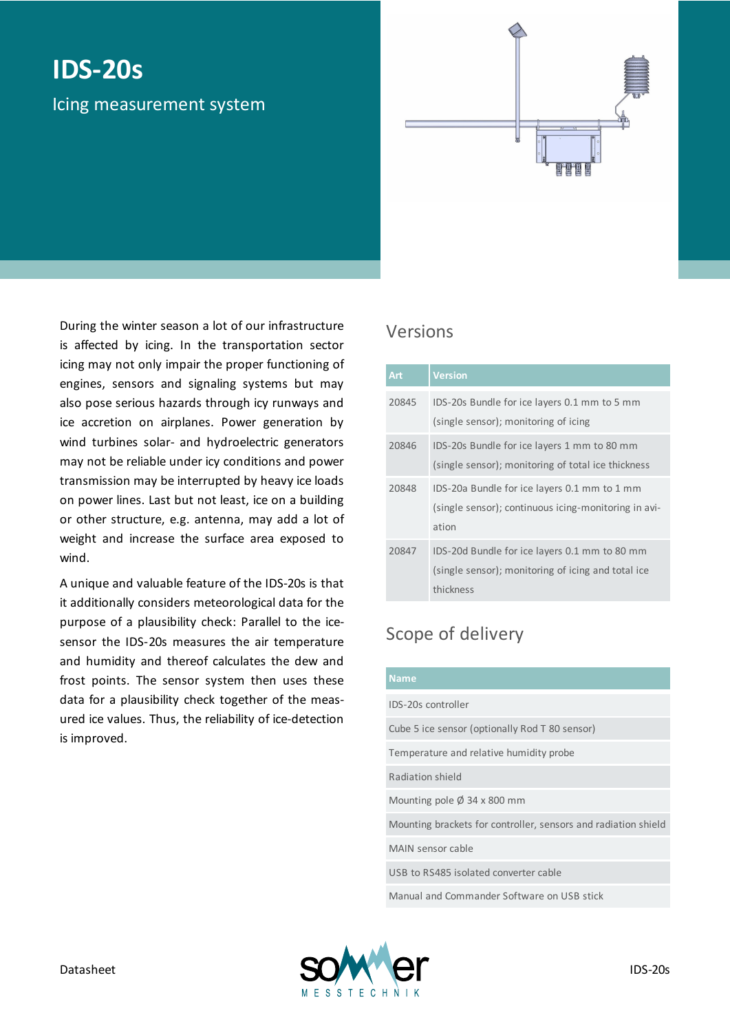# IDS-20s

Icing measurement system

During the winter season a lot of our infrastructure is affected by icing. In the transportation sector icing may not only impair the proper functioning of engines, sensors and signaling systems but may also pose serious hazards through icy runways and ice accretion on airplanes. Power generation by wind turbines solar- and hydroelectric generators may not be reliable under icy conditions and power transmission may be interrupted by heavy ice loads on power lines. Last but not least, ice on a building or other structure, e.g. antenna, may add a lot of weight and increase the surface area exposed to wind.

A unique and valuable feature of the IDS-20s is that it additionally considers meteorological data for the purpose of a plausibility check: Parallel to the ice-sensor the IDS-20s measures the air temperature and humidity and thereof calculates the dew and frost points. The sensor system then uses these data for a plausibility check together of the measured ice values. Thus, the reliability of ice-detection is improved.

## Versions

| Art | Version |
|---|---|
| 20845 | IDS-20s Bundle for ice layers 0.1 mm to 5 mm (single sensor); monitoring of icing |
| 20846 | IDS-20s Bundle for ice layers 1 mm to 80 mm (single sensor); monitoring of total ice thickness |
| 20848 | IDS-20a Bundle for ice layers 0.1 mm to 1 mm (single sensor); continuous icing-monitoring in aviation |
| 20847 | IDS-20d Bundle for ice layers 0.1 mm to 80 mm (single sensor); monitoring of icing and total ice thickness |

## Scope of delivery

| Name |
|---|
| IDS-20s controller |
| Cube 5 ice sensor (optionally Rod T 80 sensor) |
| Temperature and relative humidity probe |
| Radiation shield |
| Mounting pole Ø 34 x 800 mm |
| Mounting brackets for controller, sensors and radiation shield |
| MAIN sensor cable |
| USB to RS485 isolated converter cable |
| Manual and Commander Software on USB stick |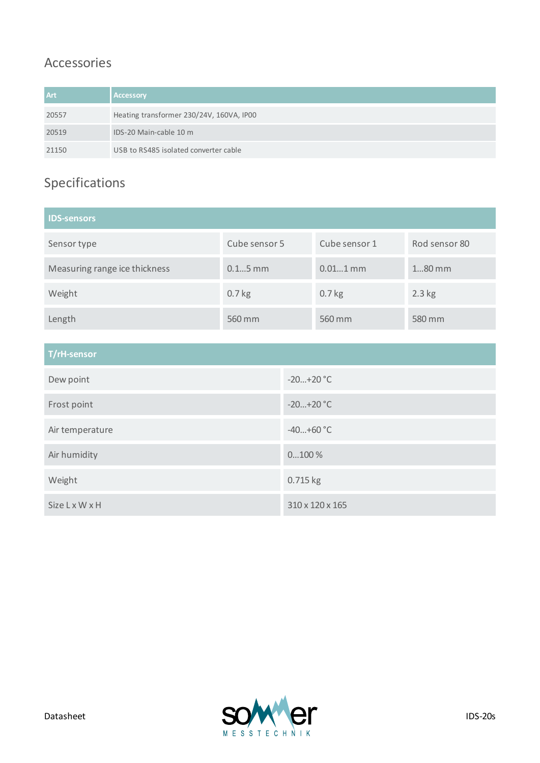## Accessories

| Art | Accessory |
|---|---|
| 20557 | Heating transformer 230/24V, 160VA, IP00 |
| 20519 | IDS-20 Main-cable 10 m |
| 21150 | USB to RS485 isolated converter cable |

## Specifications

| IDS-sensors | | | |
|---|---|---|---|
| Sensor type | Cube sensor 5 | Cube sensor 1 | Rod sensor 80 |
| Measuring range ice thickness | 0.1...5 mm | 0.01...1 mm | 1...80 mm |
| Weight | 0.7 kg | 0.7 kg | 2.3 kg |
| Length | 560 mm | 560 mm | 580 mm |

| T/rH-sensor | |
|---|---|
| Dew point | -20...+20 °C |
| Frost point | -20...+20 °C |
| Air temperature | -40...+60 °C |
| Air humidity | 0...100 % |
| Weight | 0.715 kg |
| Size L x W x H | 310 x 120 x 165 |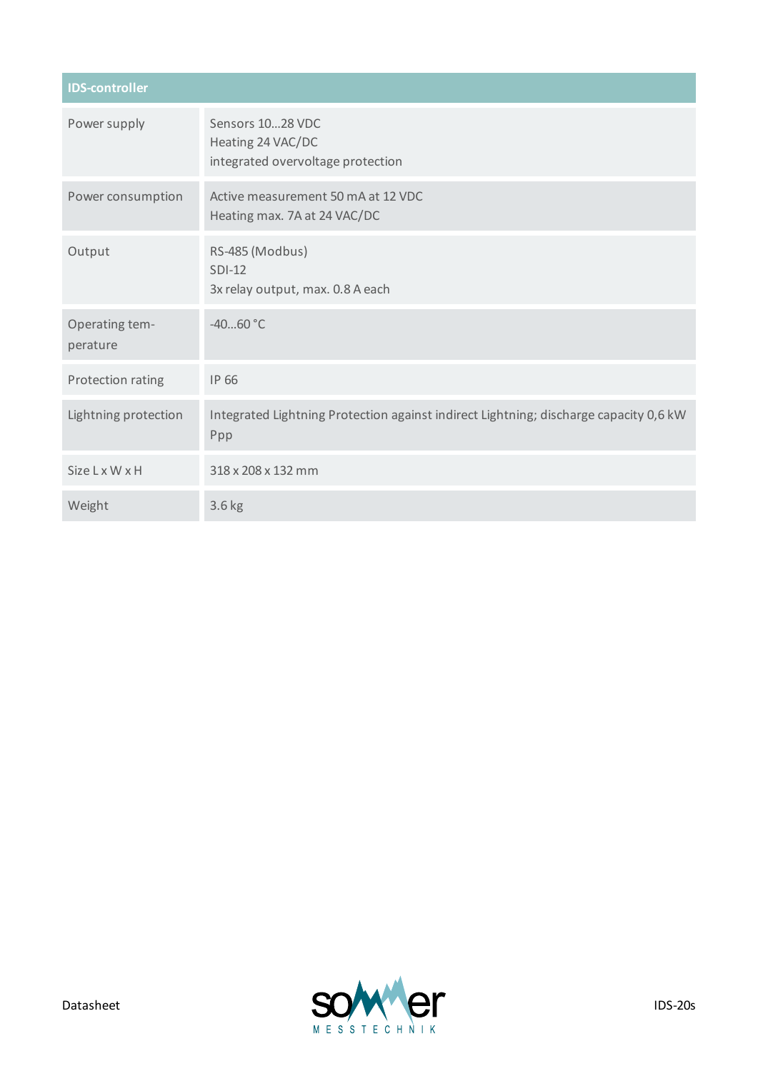| IDS-controller | |
|---|---|
| Power supply | Sensors 10…28 VDC<br>Heating 24 VAC/DC<br>integrated overvoltage protection |
| Power consumption | Active measurement 50 mA at 12 VDC<br>Heating max. 7A at 24 VAC/DC |
| Output | RS-485 (Modbus)<br>SDI-12<br>3x relay output, max. 0.8 A each |
| Operating temperature | -40…60 °C |
| Protection rating | IP 66 |
| Lightning protection | Integrated Lightning Protection against indirect Lightning; discharge capacity 0,6 kW Ppp |
| Size L x W x H | 318 x 208 x 132 mm |
| Weight | 3.6 kg |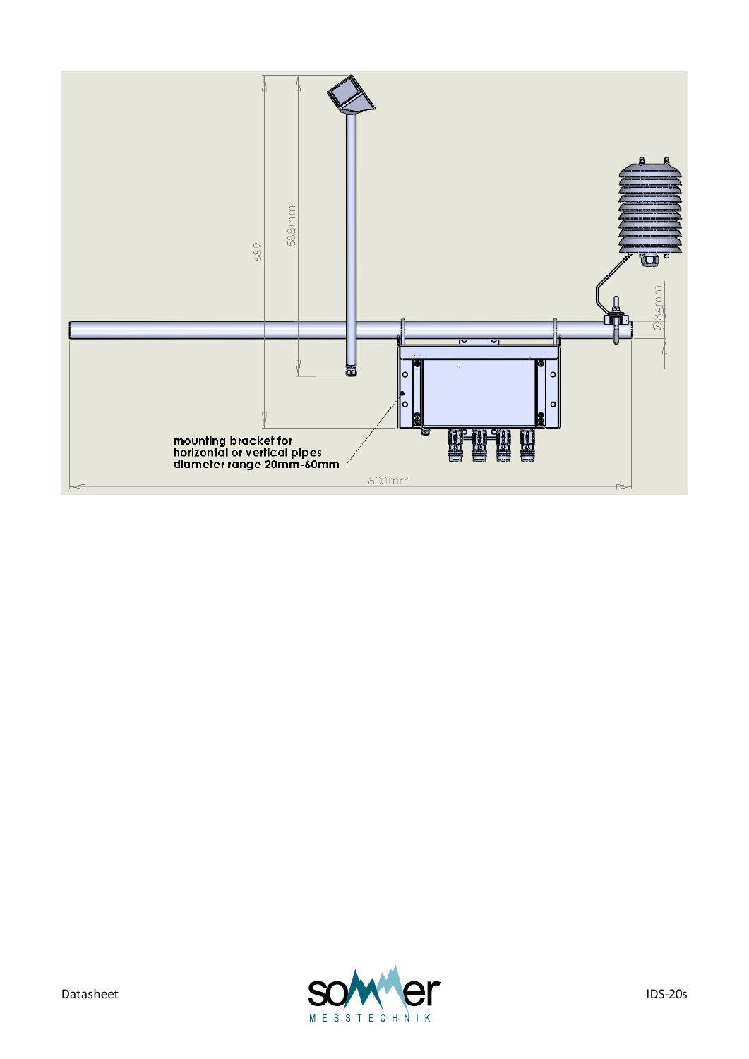689

588mm

Ø34mm

mounting bracket for
horizontal or vertical pipes
diameter range 20mm-60mm

800mm